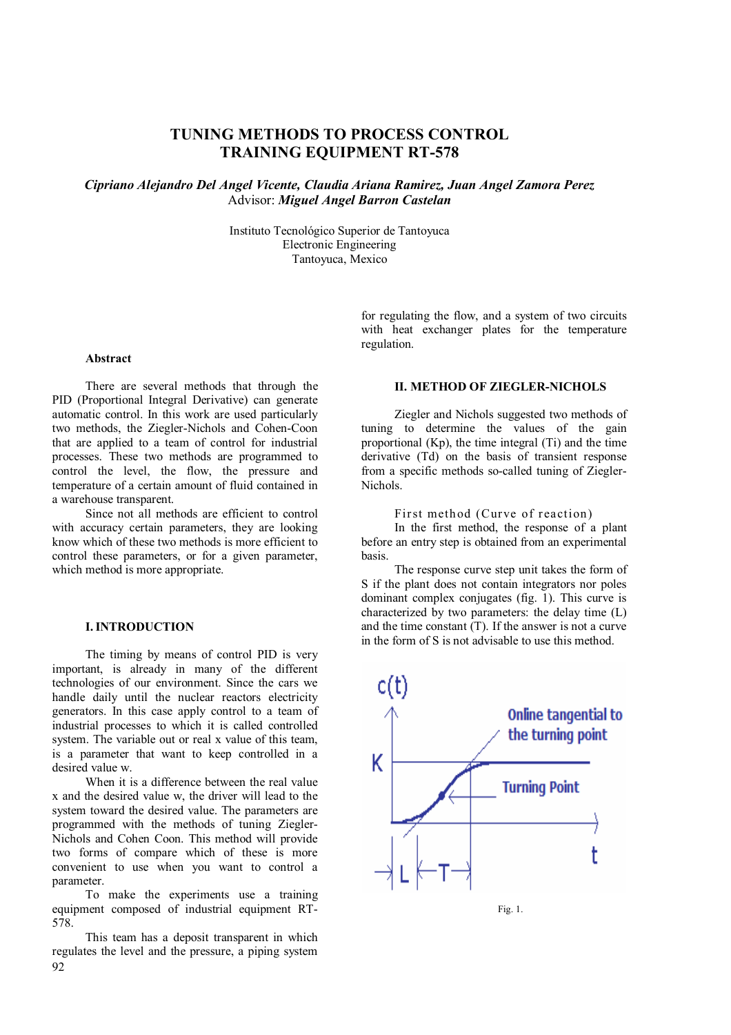# TUNING METHODS TO PROCESS CONTROL TRAINING EQUIPMENT RT-578

*Cipriano Alejandro Del Angel Vicente, Claudia Ariana Ramirez, Juan Angel Zamora Perez*
Advisor: ***Miguel Angel Barron Castelan***

Instituto Tecnológico Superior de Tantoyuca
Electronic Engineering
Tantoyuca, Mexico

### Abstract

There are several methods that through the PID (Proportional Integral Derivative) can generate automatic control. In this work are used particularly two methods, the Ziegler-Nichols and Cohen-Coon that are applied to a team of control for industrial processes. These two methods are programmed to control the level, the flow, the pressure and temperature of a certain amount of fluid contained in a warehouse transparent.

Since not all methods are efficient to control with accuracy certain parameters, they are looking know which of these two methods is more efficient to control these parameters, or for a given parameter, which method is more appropriate.

## I. INTRODUCTION

The timing by means of control PID is very important, is already in many of the different technologies of our environment. Since the cars we handle daily until the nuclear reactors electricity generators. In this case apply control to a team of industrial processes to which it is called controlled system. The variable out or real x value of this team, is a parameter that want to keep controlled in a desired value w.

When it is a difference between the real value x and the desired value w, the driver will lead to the system toward the desired value. The parameters are programmed with the methods of tuning Ziegler-Nichols and Cohen Coon. This method will provide two forms of compare which of these is more convenient to use when you want to control a parameter.

To make the experiments use a training equipment composed of industrial equipment RT-578.

This team has a deposit transparent in which regulates the level and the pressure, a piping system for regulating the flow, and a system of two circuits with heat exchanger plates for the temperature regulation.

## II. METHOD OF ZIEGLER-NICHOLS

Ziegler and Nichols suggested two methods of tuning to determine the values of the gain proportional (Kp), the time integral (Ti) and the time derivative (Td) on the basis of transient response from a specific methods so-called tuning of Ziegler-Nichols.

First method (Curve of reaction)

In the first method, the response of a plant before an entry step is obtained from an experimental basis.

The response curve step unit takes the form of S if the plant does not contain integrators nor poles dominant complex conjugates (fig. 1). This curve is characterized by two parameters: the delay time (L) and the time constant (T). If the answer is not a curve in the form of S is not advisable to use this method.

Fig. 1.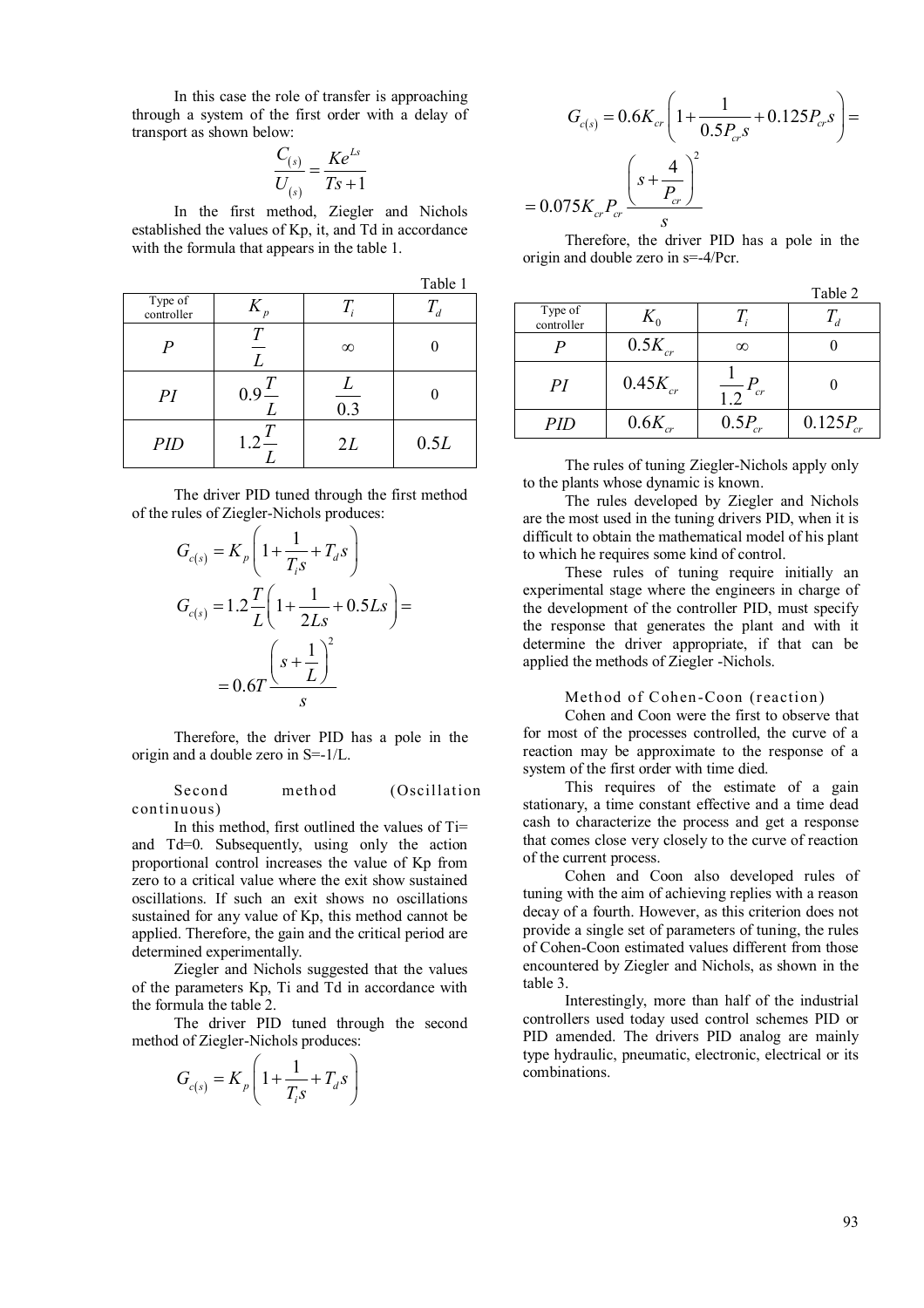In this case the role of transfer is approaching through a system of the first order with a delay of transport as shown below:

$$\frac{C_{(s)}}{U_{(s)}} = \frac{Ke^{Ls}}{Ts+1}$$

In the first method, Ziegler and Nichols established the values of Kp, it, and Td in accordance with the formula that appears in the table 1.

Table 1

| Type of controller | $K_p$ | $T_i$ | $T_d$ |
|---|---|---|---|
| $P$ | $\frac{T}{L}$ | $\infty$ | 0 |
| $PI$ | $0.9\frac{T}{L}$ | $\frac{L}{0.3}$ | 0 |
| $PID$ | $1.2\frac{T}{L}$ | $2L$ | $0.5L$ |

The driver PID tuned through the first method of the rules of Ziegler-Nichols produces:

$$G_{c(s)} = K_p\left(1+\frac{1}{T_i s}+T_d s\right)$$

$$G_{c(s)} = 1.2\frac{T}{L}\left(1+\frac{1}{2Ls}+0.5Ls\right) = $$

$$= 0.6T\frac{\left(s+\frac{1}{L}\right)^2}{s}$$

Therefore, the driver PID has a pole in the origin and a double zero in S=-1/L.

### Second method (Oscillation continuous)

In this method, first outlined the values of Ti= and Td=0. Subsequently, using only the action proportional control increases the value of Kp from zero to a critical value where the exit show sustained oscillations. If such an exit shows no oscillations sustained for any value of Kp, this method cannot be applied. Therefore, the gain and the critical period are determined experimentally.

Ziegler and Nichols suggested that the values of the parameters Kp, Ti and Td in accordance with the formula the table 2.

The driver PID tuned through the second method of Ziegler-Nichols produces:

$$G_{c(s)} = K_p\left(1+\frac{1}{T_i s}+T_d s\right)$$

$$G_{c(s)} = 0.6K_{cr}\left(1+\frac{1}{0.5P_{cr}s}+0.125P_{cr}s\right) = $$

$$= 0.075K_{cr}P_{cr}\frac{\left(s+\frac{4}{P_{cr}}\right)^2}{s}$$

Therefore, the driver PID has a pole in the origin and double zero in s=-4/Pcr.

Table 2

| Type of controller | $K_0$ | $T_i$ | $T_d$ |
|---|---|---|---|
| $P$ | $0.5K_{cr}$ | $\infty$ | 0 |
| $PI$ | $0.45K_{cr}$ | $\frac{1}{1.2}P_{cr}$ | 0 |
| $PID$ | $0.6K_{cr}$ | $0.5P_{cr}$ | $0.125P_{cr}$ |

The rules of tuning Ziegler-Nichols apply only to the plants whose dynamic is known.

The rules developed by Ziegler and Nichols are the most used in the tuning drivers PID, when it is difficult to obtain the mathematical model of his plant to which he requires some kind of control.

These rules of tuning require initially an experimental stage where the engineers in charge of the development of the controller PID, must specify the response that generates the plant and with it determine the driver appropriate, if that can be applied the methods of Ziegler -Nichols.

### Method of Cohen-Coon (reaction)

Cohen and Coon were the first to observe that for most of the processes controlled, the curve of a reaction may be approximate to the response of a system of the first order with time died.

This requires of the estimate of a gain stationary, a time constant effective and a time dead cash to characterize the process and get a response that comes close very closely to the curve of reaction of the current process.

Cohen and Coon also developed rules of tuning with the aim of achieving replies with a reason decay of a fourth. However, as this criterion does not provide a single set of parameters of tuning, the rules of Cohen-Coon estimated values different from those encountered by Ziegler and Nichols, as shown in the table 3.

Interestingly, more than half of the industrial controllers used today used control schemes PID or PID amended. The drivers PID analog are mainly type hydraulic, pneumatic, electronic, electrical or its combinations.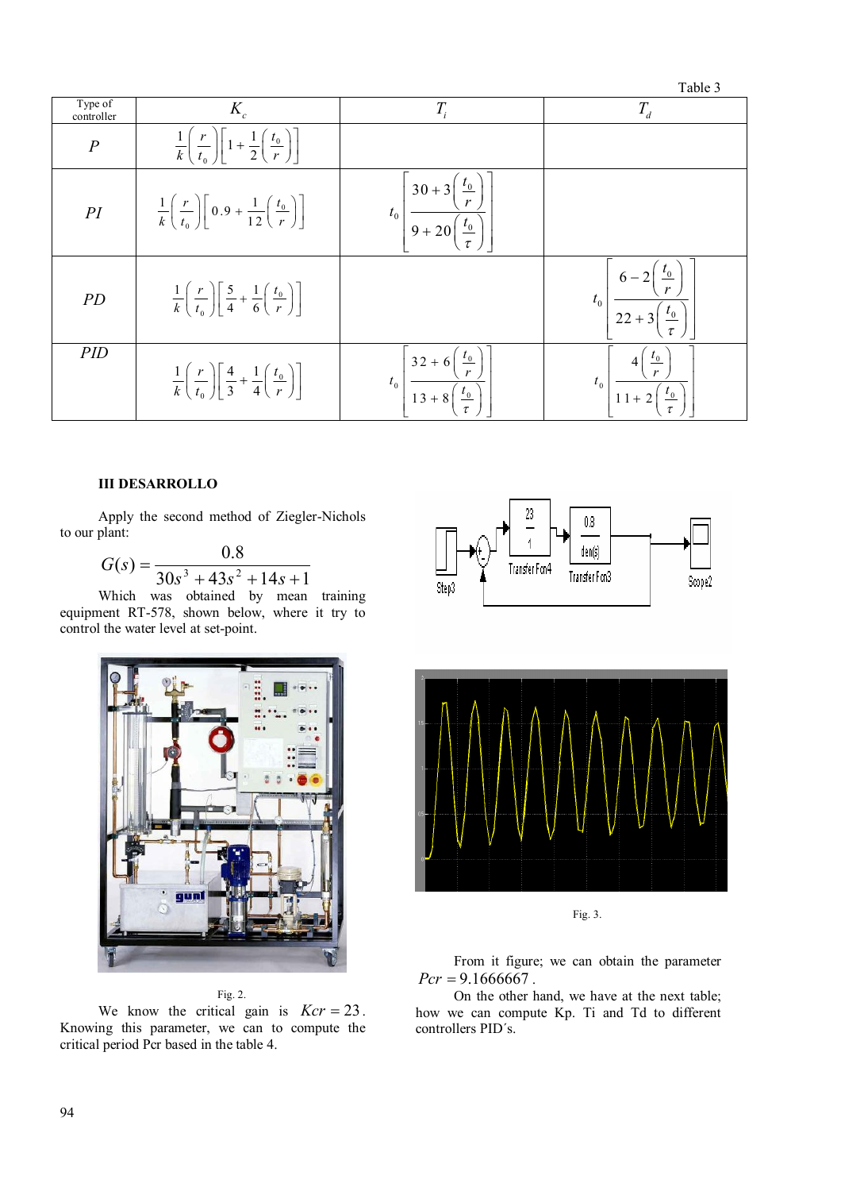Table 3

| Type of controller | $K_c$ | $T_i$ | $T_d$ |
|---|---|---|---|
| $P$ | $\frac{1}{k}\left(\frac{r}{t_0}\right)\left[1+\frac{1}{2}\left(\frac{t_0}{r}\right)\right]$ | | |
| $PI$ | $\frac{1}{k}\left(\frac{r}{t_0}\right)\left[0.9+\frac{1}{12}\left(\frac{t_0}{r}\right)\right]$ | $t_0\left[\frac{30+3\left(\frac{t_0}{r}\right)}{9+20\left(\frac{t_0}{\tau}\right)}\right]$ | |
| $PD$ | $\frac{1}{k}\left(\frac{r}{t_0}\right)\left[\frac{5}{4}+\frac{1}{6}\left(\frac{t_0}{r}\right)\right]$ | | $t_0\left[\frac{6-2\left(\frac{t_0}{r}\right)}{22+3\left(\frac{t_0}{\tau}\right)}\right]$ |
| $PID$ | $\frac{1}{k}\left(\frac{r}{t_0}\right)\left[\frac{4}{3}+\frac{1}{4}\left(\frac{t_0}{r}\right)\right]$ | $t_0\left[\frac{32+6\left(\frac{t_0}{r}\right)}{13+8\left(\frac{t_0}{\tau}\right)}\right]$ | $t_0\left[\frac{4\left(\frac{t_0}{r}\right)}{11+2\left(\frac{t_0}{\tau}\right)}\right]$ |

### III DESARROLLO

Apply the second method of Ziegler-Nichols to our plant:

$$G(s)=\frac{0.8}{30s^3+43s^2+14s+1}$$

Which was obtained by mean training equipment RT-578, shown below, where it try to control the water level at set-point.

Fig. 2.

We know the critical gain is $Kcr = 23$. Knowing this parameter, we can to compute the critical period Pcr based in the table 4.

Fig. 3.

From it figure; we can obtain the parameter $Pcr = 9.1666667$.

On the other hand, we have at the next table; how we can compute Kp. Ti and Td to different controllers PID´s.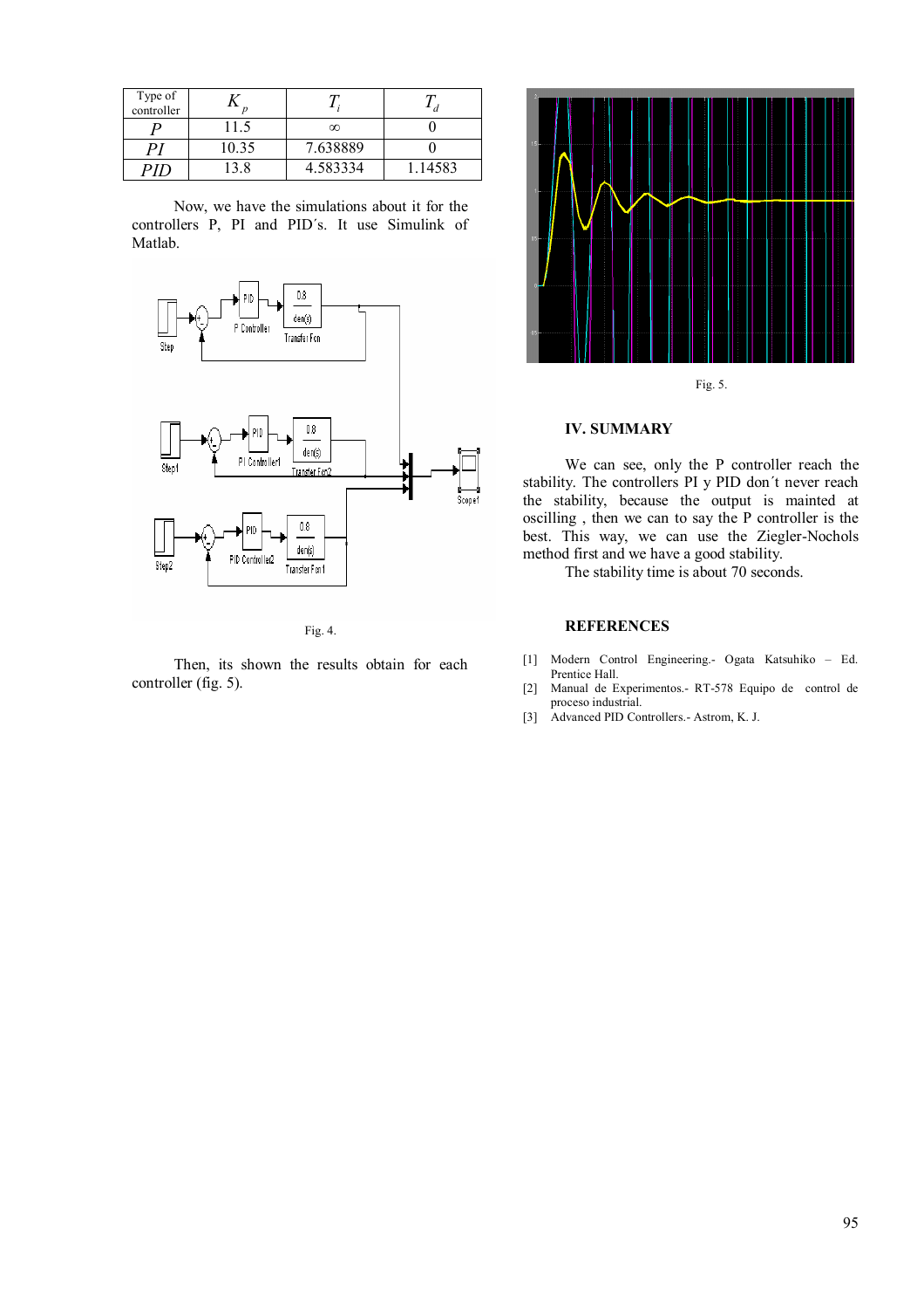| Type of controller | $K_p$ | $T_i$ | $T_d$ |
|---|---|---|---|
| $P$ | 11.5 | $\infty$ | 0 |
| $PI$ | 10.35 | 7.638889 | 0 |
| $PID$ | 13.8 | 4.583334 | 1.14583 |

Now, we have the simulations about it for the controllers P, PI and PID´s. It use Simulink of Matlab.

Step
PID
P Controller
0.8
den(s)
Transfer Fcn
Step1
PID
PI Controller1
0.8
den(s)
Transfer Fcn2
Scope1
Step2
PID
PID Controller2
0.8
den(s)
Transfer Fcn1

Fig. 4.

Then, its shown the results obtain for each controller (fig. 5).

Fig. 5.

## IV. SUMMARY

We can see, only the P controller reach the stability. The controllers PI y PID don´t never reach the stability, because the output is mainted at oscilling , then we can to say the P controller is the best. This way, we can use the Ziegler-Nochols method first and we have a good stability.

The stability time is about 70 seconds.

## REFERENCES

[1] Modern Control Engineering.- Ogata Katsuhiko – Ed. Prentice Hall.

[2] Manual de Experimentos.- RT-578 Equipo de control de proceso industrial.

[3] Advanced PID Controllers.- Astrom, K. J.